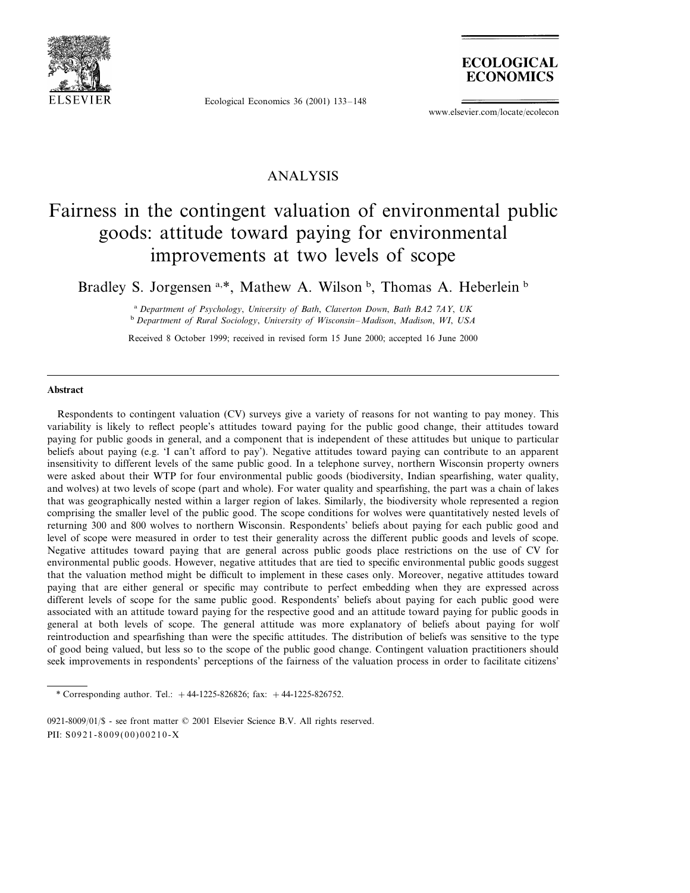ANALYSIS

# Fairness in the contingent valuation of environmental public goods: attitude toward paying for environmental improvements at two levels of scope

Bradley S. Jorgensen [a,*], Mathew A. Wilson [b], Thomas A. Heberlein [b]

[a] *Department of Psychology, University of Bath, Claverton Down, Bath BA2 7AY, UK*
[b] *Department of Rural Sociology, University of Wisconsin–Madison, Madison, WI, USA*

Received 8 October 1999; received in revised form 15 June 2000; accepted 16 June 2000

## Abstract

Respondents to contingent valuation (CV) surveys give a variety of reasons for not wanting to pay money. This variability is likely to reflect people's attitudes toward paying for the public good change, their attitudes toward paying for public goods in general, and a component that is independent of these attitudes but unique to particular beliefs about paying (e.g. 'I can't afford to pay'). Negative attitudes toward paying can contribute to an apparent insensitivity to different levels of the same public good. In a telephone survey, northern Wisconsin property owners were asked about their WTP for four environmental public goods (biodiversity, Indian spearfishing, water quality, and wolves) at two levels of scope (part and whole). For water quality and spearfishing, the part was a chain of lakes that was geographically nested within a larger region of lakes. Similarly, the biodiversity whole represented a region comprising the smaller level of the public good. The scope conditions for wolves were quantitatively nested levels of returning 300 and 800 wolves to northern Wisconsin. Respondents' beliefs about paying for each public good and level of scope were measured in order to test their generality across the different public goods and levels of scope. Negative attitudes toward paying that are general across public goods place restrictions on the use of CV for environmental public goods. However, negative attitudes that are tied to specific environmental public goods suggest that the valuation method might be difficult to implement in these cases only. Moreover, negative attitudes toward paying that are either general or specific may contribute to perfect embedding when they are expressed across different levels of scope for the same public good. Respondents' beliefs about paying for each public good were associated with an attitude toward paying for the respective good and an attitude toward paying for public goods in general at both levels of scope. The general attitude was more explanatory of beliefs about paying for wolf reintroduction and spearfishing than were the specific attitudes. The distribution of beliefs was sensitive to the type of good being valued, but less so to the scope of the public good change. Contingent valuation practitioners should seek improvements in respondents' perceptions of the fairness of the valuation process in order to facilitate citizens'

* Corresponding author. Tel.: +44-1225-826826; fax: +44-1225-826752.

0921-8009/01/$ - see front matter © 2001 Elsevier Science B.V. All rights reserved.
PII: S0921-8009(00)00210-X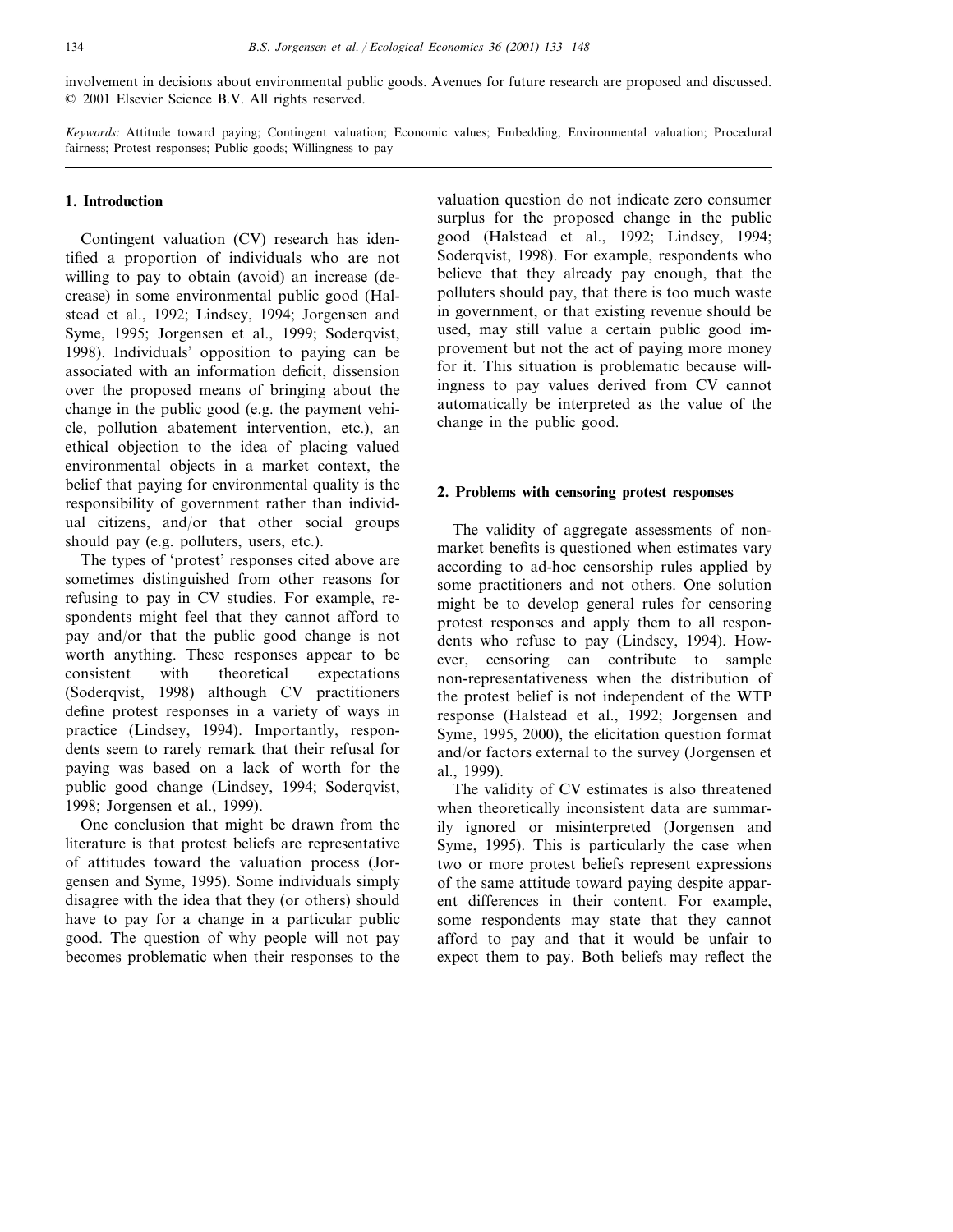involvement in decisions about environmental public goods. Avenues for future research are proposed and discussed.
© 2001 Elsevier Science B.V. All rights reserved.

*Keywords:* Attitude toward paying; Contingent valuation; Economic values; Embedding; Environmental valuation; Procedural fairness; Protest responses; Public goods; Willingness to pay

## 1. Introduction

Contingent valuation (CV) research has identified a proportion of individuals who are not willing to pay to obtain (avoid) an increase (decrease) in some environmental public good (Halstead et al., 1992; Lindsey, 1994; Jorgensen and Syme, 1995; Jorgensen et al., 1999; Soderqvist, 1998). Individuals' opposition to paying can be associated with an information deficit, dissension over the proposed means of bringing about the change in the public good (e.g. the payment vehicle, pollution abatement intervention, etc.), an ethical objection to the idea of placing valued environmental objects in a market context, the belief that paying for environmental quality is the responsibility of government rather than individual citizens, and/or that other social groups should pay (e.g. polluters, users, etc.).

The types of 'protest' responses cited above are sometimes distinguished from other reasons for refusing to pay in CV studies. For example, respondents might feel that they cannot afford to pay and/or that the public good change is not worth anything. These responses appear to be consistent with theoretical expectations (Soderqvist, 1998) although CV practitioners define protest responses in a variety of ways in practice (Lindsey, 1994). Importantly, respondents seem to rarely remark that their refusal for paying was based on a lack of worth for the public good change (Lindsey, 1994; Soderqvist, 1998; Jorgensen et al., 1999).

One conclusion that might be drawn from the literature is that protest beliefs are representative of attitudes toward the valuation process (Jorgensen and Syme, 1995). Some individuals simply disagree with the idea that they (or others) should have to pay for a change in a particular public good. The question of why people will not pay becomes problematic when their responses to the valuation question do not indicate zero consumer surplus for the proposed change in the public good (Halstead et al., 1992; Lindsey, 1994; Soderqvist, 1998). For example, respondents who believe that they already pay enough, that the polluters should pay, that there is too much waste in government, or that existing revenue should be used, may still value a certain public good improvement but not the act of paying more money for it. This situation is problematic because willingness to pay values derived from CV cannot automatically be interpreted as the value of the change in the public good.

## 2. Problems with censoring protest responses

The validity of aggregate assessments of non-market benefits is questioned when estimates vary according to ad-hoc censorship rules applied by some practitioners and not others. One solution might be to develop general rules for censoring protest responses and apply them to all respondents who refuse to pay (Lindsey, 1994). However, censoring can contribute to sample non-representativeness when the distribution of the protest belief is not independent of the WTP response (Halstead et al., 1992; Jorgensen and Syme, 1995, 2000), the elicitation question format and/or factors external to the survey (Jorgensen et al., 1999).

The validity of CV estimates is also threatened when theoretically inconsistent data are summarily ignored or misinterpreted (Jorgensen and Syme, 1995). This is particularly the case when two or more protest beliefs represent expressions of the same attitude toward paying despite apparent differences in their content. For example, some respondents may state that they cannot afford to pay and that it would be unfair to expect them to pay. Both beliefs may reflect the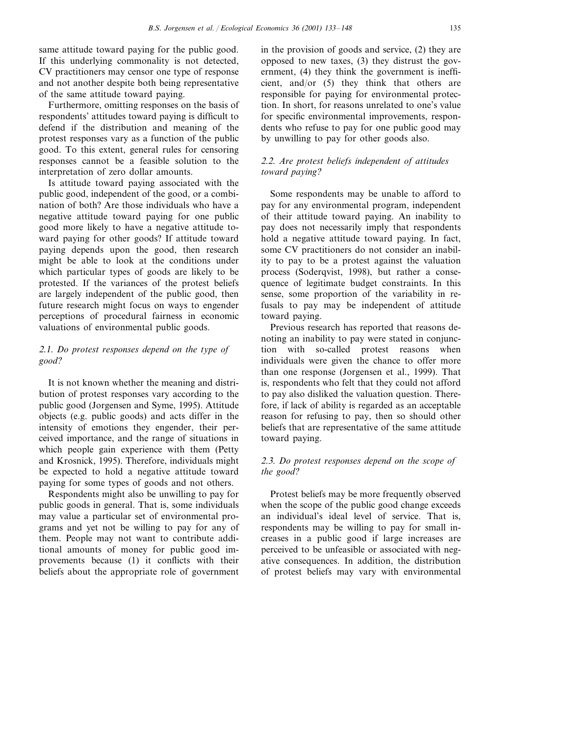same attitude toward paying for the public good. If this underlying commonality is not detected, CV practitioners may censor one type of response and not another despite both being representative of the same attitude toward paying.

Furthermore, omitting responses on the basis of respondents' attitudes toward paying is difficult to defend if the distribution and meaning of the protest responses vary as a function of the public good. To this extent, general rules for censoring responses cannot be a feasible solution to the interpretation of zero dollar amounts.

Is attitude toward paying associated with the public good, independent of the good, or a combination of both? Are those individuals who have a negative attitude toward paying for one public good more likely to have a negative attitude toward paying for other goods? If attitude toward paying depends upon the good, then research might be able to look at the conditions under which particular types of goods are likely to be protested. If the variances of the protest beliefs are largely independent of the public good, then future research might focus on ways to engender perceptions of procedural fairness in economic valuations of environmental public goods.

### 2.1. Do protest responses depend on the type of good?

It is not known whether the meaning and distribution of protest responses vary according to the public good (Jorgensen and Syme, 1995). Attitude objects (e.g. public goods) and acts differ in the intensity of emotions they engender, their perceived importance, and the range of situations in which people gain experience with them (Petty and Krosnick, 1995). Therefore, individuals might be expected to hold a negative attitude toward paying for some types of goods and not others.

Respondents might also be unwilling to pay for public goods in general. That is, some individuals may value a particular set of environmental programs and yet not be willing to pay for any of them. People may not want to contribute additional amounts of money for public good improvements because (1) it conflicts with their beliefs about the appropriate role of government in the provision of goods and service, (2) they are opposed to new taxes, (3) they distrust the government, (4) they think the government is inefficient, and/or (5) they think that others are responsible for paying for environmental protection. In short, for reasons unrelated to one's value for specific environmental improvements, respondents who refuse to pay for one public good may by unwilling to pay for other goods also.

### 2.2. Are protest beliefs independent of attitudes toward paying?

Some respondents may be unable to afford to pay for any environmental program, independent of their attitude toward paying. An inability to pay does not necessarily imply that respondents hold a negative attitude toward paying. In fact, some CV practitioners do not consider an inability to pay to be a protest against the valuation process (Soderqvist, 1998), but rather a consequence of legitimate budget constraints. In this sense, some proportion of the variability in refusals to pay may be independent of attitude toward paying.

Previous research has reported that reasons denoting an inability to pay were stated in conjunction with so-called protest reasons when individuals were given the chance to offer more than one response (Jorgensen et al., 1999). That is, respondents who felt that they could not afford to pay also disliked the valuation question. Therefore, if lack of ability is regarded as an acceptable reason for refusing to pay, then so should other beliefs that are representative of the same attitude toward paying.

### 2.3. Do protest responses depend on the scope of the good?

Protest beliefs may be more frequently observed when the scope of the public good change exceeds an individual's ideal level of service. That is, respondents may be willing to pay for small increases in a public good if large increases are perceived to be unfeasible or associated with negative consequences. In addition, the distribution of protest beliefs may vary with environmental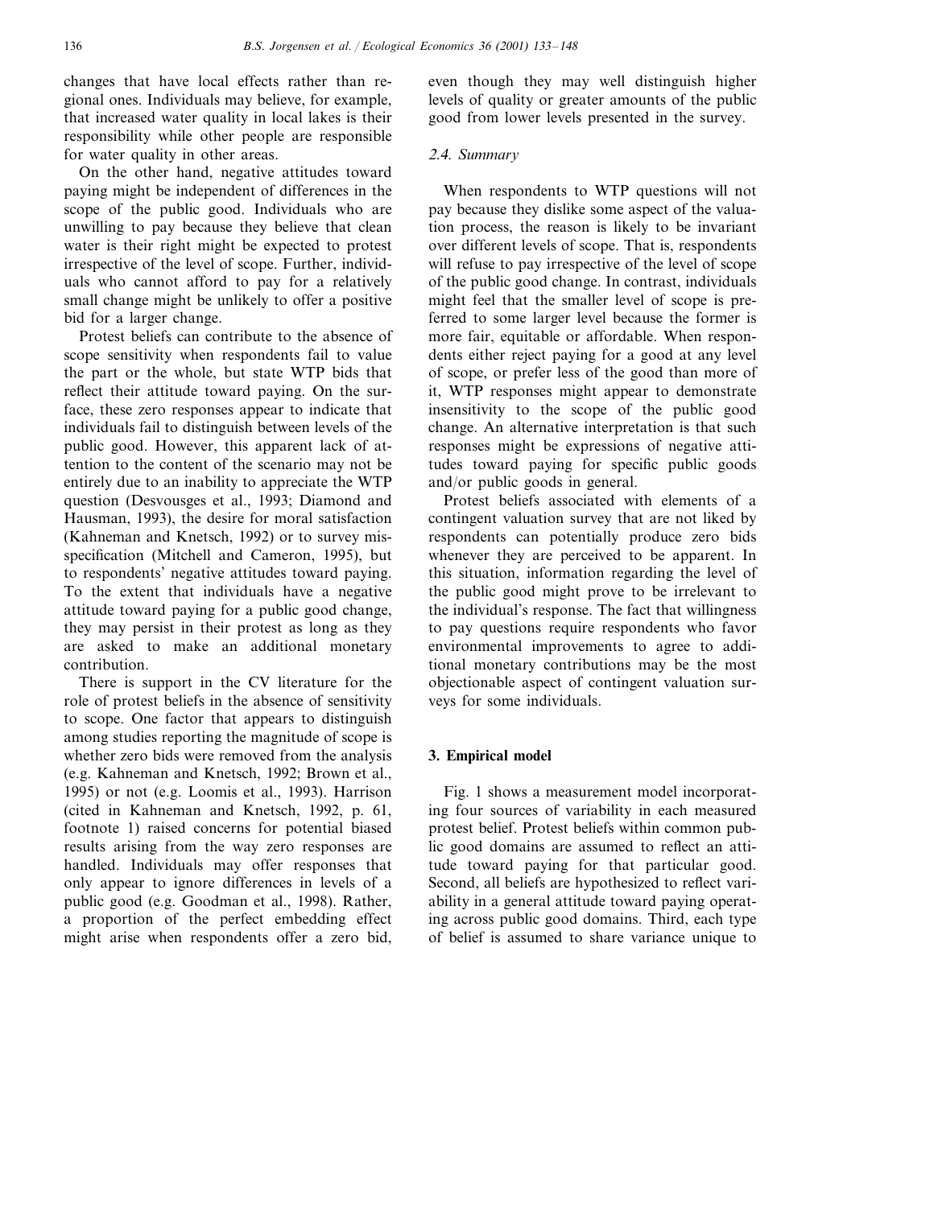changes that have local effects rather than regional ones. Individuals may believe, for example, that increased water quality in local lakes is their responsibility while other people are responsible for water quality in other areas.

On the other hand, negative attitudes toward paying might be independent of differences in the scope of the public good. Individuals who are unwilling to pay because they believe that clean water is their right might be expected to protest irrespective of the level of scope. Further, individuals who cannot afford to pay for a relatively small change might be unlikely to offer a positive bid for a larger change.

Protest beliefs can contribute to the absence of scope sensitivity when respondents fail to value the part or the whole, but state WTP bids that reflect their attitude toward paying. On the surface, these zero responses appear to indicate that individuals fail to distinguish between levels of the public good. However, this apparent lack of attention to the content of the scenario may not be entirely due to an inability to appreciate the WTP question (Desvousges et al., 1993; Diamond and Hausman, 1993), the desire for moral satisfaction (Kahneman and Knetsch, 1992) or to survey misspecification (Mitchell and Cameron, 1995), but to respondents' negative attitudes toward paying. To the extent that individuals have a negative attitude toward paying for a public good change, they may persist in their protest as long as they are asked to make an additional monetary contribution.

There is support in the CV literature for the role of protest beliefs in the absence of sensitivity to scope. One factor that appears to distinguish among studies reporting the magnitude of scope is whether zero bids were removed from the analysis (e.g. Kahneman and Knetsch, 1992; Brown et al., 1995) or not (e.g. Loomis et al., 1993). Harrison (cited in Kahneman and Knetsch, 1992, p. 61, footnote 1) raised concerns for potential biased results arising from the way zero responses are handled. Individuals may offer responses that only appear to ignore differences in levels of a public good (e.g. Goodman et al., 1998). Rather, a proportion of the perfect embedding effect might arise when respondents offer a zero bid, even though they may well distinguish higher levels of quality or greater amounts of the public good from lower levels presented in the survey.

### 2.4. Summary

When respondents to WTP questions will not pay because they dislike some aspect of the valuation process, the reason is likely to be invariant over different levels of scope. That is, respondents will refuse to pay irrespective of the level of scope of the public good change. In contrast, individuals might feel that the smaller level of scope is preferred to some larger level because the former is more fair, equitable or affordable. When respondents either reject paying for a good at any level of scope, or prefer less of the good than more of it, WTP responses might appear to demonstrate insensitivity to the scope of the public good change. An alternative interpretation is that such responses might be expressions of negative attitudes toward paying for specific public goods and/or public goods in general.

Protest beliefs associated with elements of a contingent valuation survey that are not liked by respondents can potentially produce zero bids whenever they are perceived to be apparent. In this situation, information regarding the level of the public good might prove to be irrelevant to the individual's response. The fact that willingness to pay questions require respondents who favor environmental improvements to agree to additional monetary contributions may be the most objectionable aspect of contingent valuation surveys for some individuals.

## 3. Empirical model

Fig. 1 shows a measurement model incorporating four sources of variability in each measured protest belief. Protest beliefs within common public good domains are assumed to reflect an attitude toward paying for that particular good. Second, all beliefs are hypothesized to reflect variability in a general attitude toward paying operating across public good domains. Third, each type of belief is assumed to share variance unique to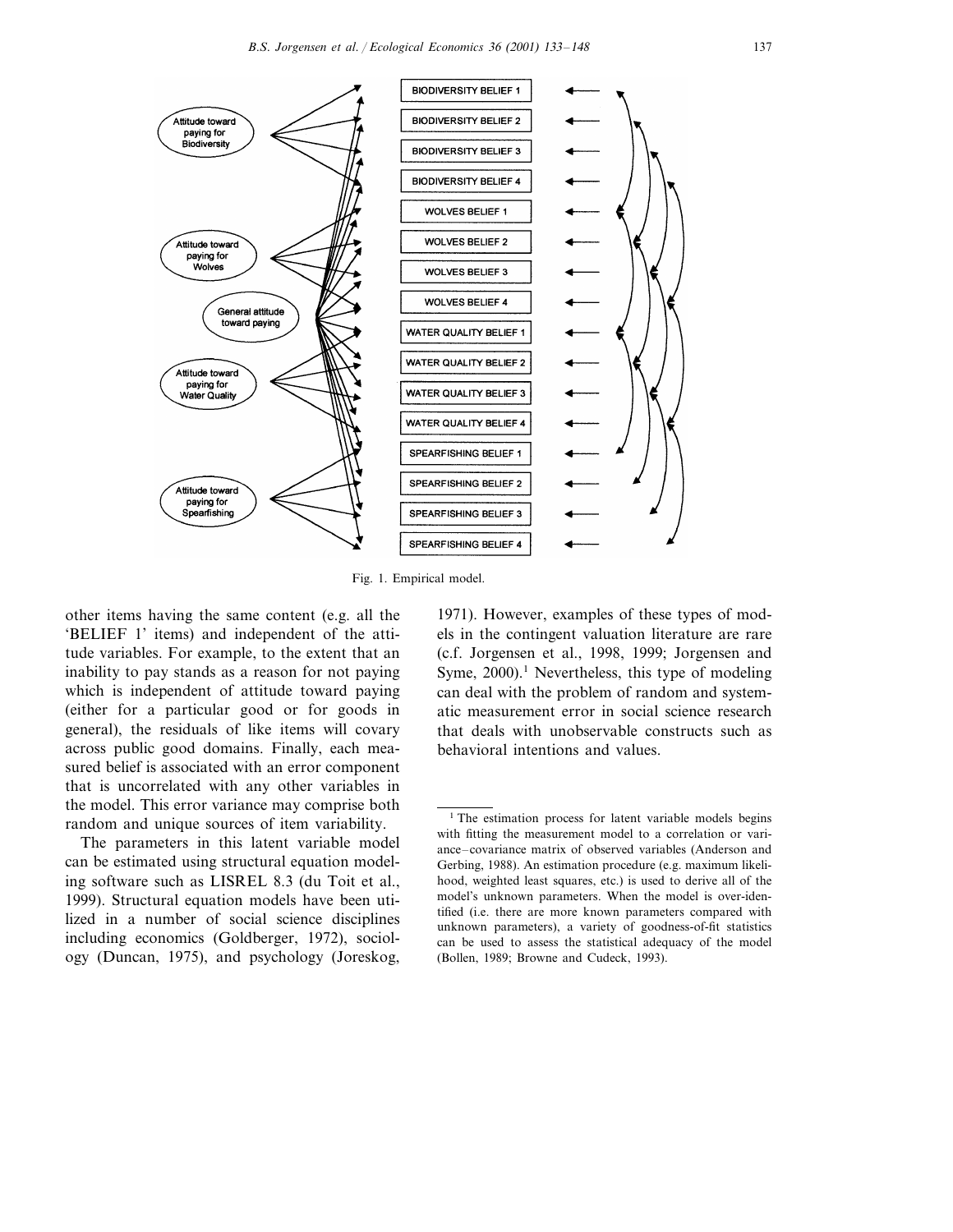Fig. 1. Empirical model.

other items having the same content (e.g. all the 'BELIEF 1' items) and independent of the attitude variables. For example, to the extent that an inability to pay stands as a reason for not paying which is independent of attitude toward paying (either for a particular good or for goods in general), the residuals of like items will covary across public good domains. Finally, each measured belief is associated with an error component that is uncorrelated with any other variables in the model. This error variance may comprise both random and unique sources of item variability.

The parameters in this latent variable model can be estimated using structural equation modeling software such as LISREL 8.3 (du Toit et al., 1999). Structural equation models have been utilized in a number of social science disciplines including economics (Goldberger, 1972), sociology (Duncan, 1975), and psychology (Joreskog, 1971). However, examples of these types of models in the contingent valuation literature are rare (c.f. Jorgensen et al., 1998, 1999; Jorgensen and Syme, 2000).[1] Nevertheless, this type of modeling can deal with the problem of random and systematic measurement error in social science research that deals with unobservable constructs such as behavioral intentions and values.

---

[1] The estimation process for latent variable models begins with fitting the measurement model to a correlation or variance–covariance matrix of observed variables (Anderson and Gerbing, 1988). An estimation procedure (e.g. maximum likelihood, weighted least squares, etc.) is used to derive all of the model's unknown parameters. When the model is over-identified (i.e. there are more known parameters compared with unknown parameters), a variety of goodness-of-fit statistics can be used to assess the statistical adequacy of the model (Bollen, 1989; Browne and Cudeck, 1993).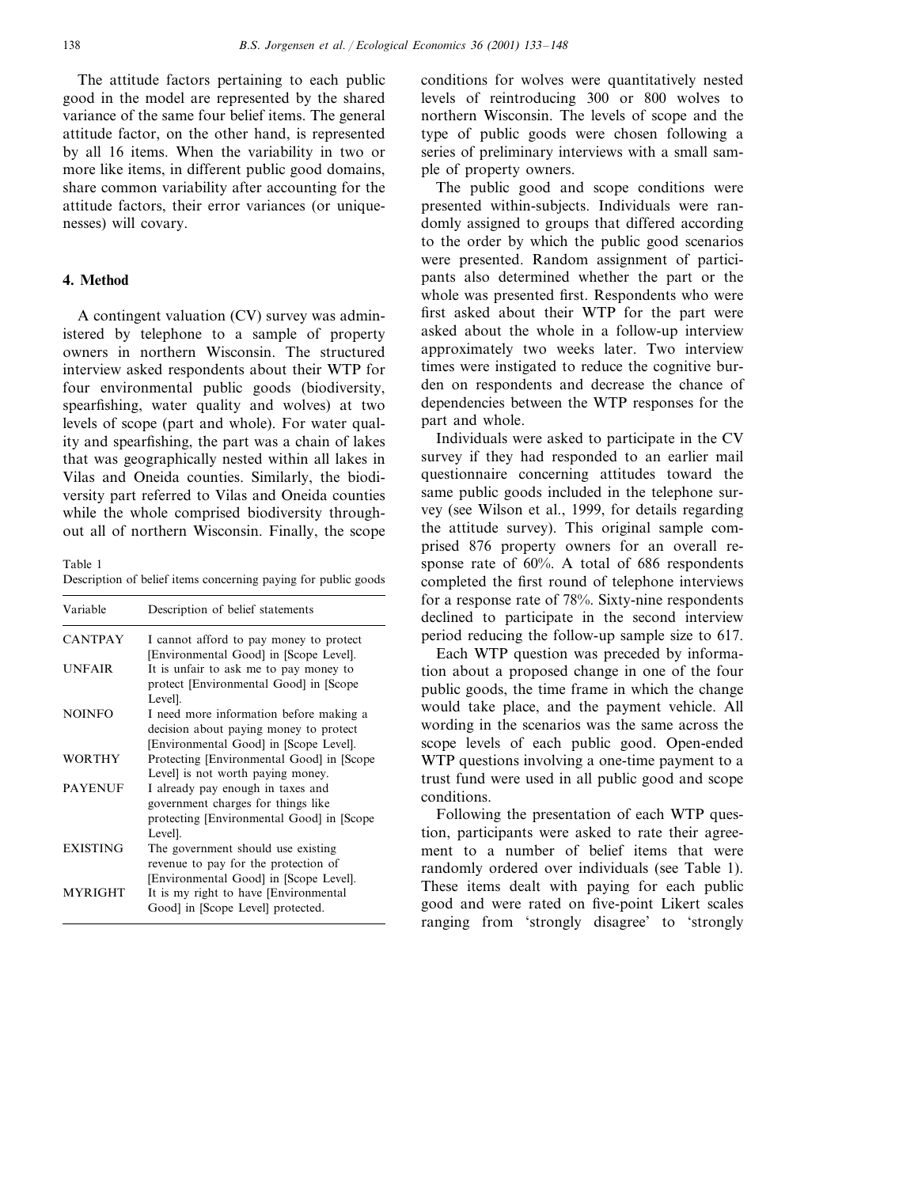The attitude factors pertaining to each public good in the model are represented by the shared variance of the same four belief items. The general attitude factor, on the other hand, is represented by all 16 items. When the variability in two or more like items, in different public good domains, share common variability after accounting for the attitude factors, their error variances (or uniquenesses) will covary.

## 4. Method

A contingent valuation (CV) survey was administered by telephone to a sample of property owners in northern Wisconsin. The structured interview asked respondents about their WTP for four environmental public goods (biodiversity, spearfishing, water quality and wolves) at two levels of scope (part and whole). For water quality and spearfishing, the part was a chain of lakes that was geographically nested within all lakes in Vilas and Oneida counties. Similarly, the biodiversity part referred to Vilas and Oneida counties while the whole comprised biodiversity throughout all of northern Wisconsin. Finally, the scope conditions for wolves were quantitatively nested levels of reintroducing 300 or 800 wolves to northern Wisconsin. The levels of scope and the type of public goods were chosen following a series of preliminary interviews with a small sample of property owners.

Table 1
Description of belief items concerning paying for public goods

| Variable | Description of belief statements |
|---|---|
| CANTPAY | I cannot afford to pay money to protect [Environmental Good] in [Scope Level]. |
| UNFAIR | It is unfair to ask me to pay money to protect [Environmental Good] in [Scope Level]. |
| NOINFO | I need more information before making a decision about paying money to protect [Environmental Good] in [Scope Level]. |
| WORTHY | Protecting [Environmental Good] in [Scope Level] is not worth paying money. |
| PAYENUF | I already pay enough in taxes and government charges for things like protecting [Environmental Good] in [Scope Level]. |
| EXISTING | The government should use existing revenue to pay for the protection of [Environmental Good] in [Scope Level]. |
| MYRIGHT | It is my right to have [Environmental Good] in [Scope Level] protected. |

The public good and scope conditions were presented within-subjects. Individuals were randomly assigned to groups that differed according to the order by which the public good scenarios were presented. Random assignment of participants also determined whether the part or the whole was presented first. Respondents who were first asked about their WTP for the part were asked about the whole in a follow-up interview approximately two weeks later. Two interview times were instigated to reduce the cognitive burden on respondents and decrease the chance of dependencies between the WTP responses for the part and whole.

Individuals were asked to participate in the CV survey if they had responded to an earlier mail questionnaire concerning attitudes toward the same public goods included in the telephone survey (see Wilson et al., 1999, for details regarding the attitude survey). This original sample comprised 876 property owners for an overall response rate of 60%. A total of 686 respondents completed the first round of telephone interviews for a response rate of 78%. Sixty-nine respondents declined to participate in the second interview period reducing the follow-up sample size to 617.

Each WTP question was preceded by information about a proposed change in one of the four public goods, the time frame in which the change would take place, and the payment vehicle. All wording in the scenarios was the same across the scope levels of each public good. Open-ended WTP questions involving a one-time payment to a trust fund were used in all public good and scope conditions.

Following the presentation of each WTP question, participants were asked to rate their agreement to a number of belief items that were randomly ordered over individuals (see Table 1). These items dealt with paying for each public good and were rated on five-point Likert scales ranging from 'strongly disagree' to 'strongly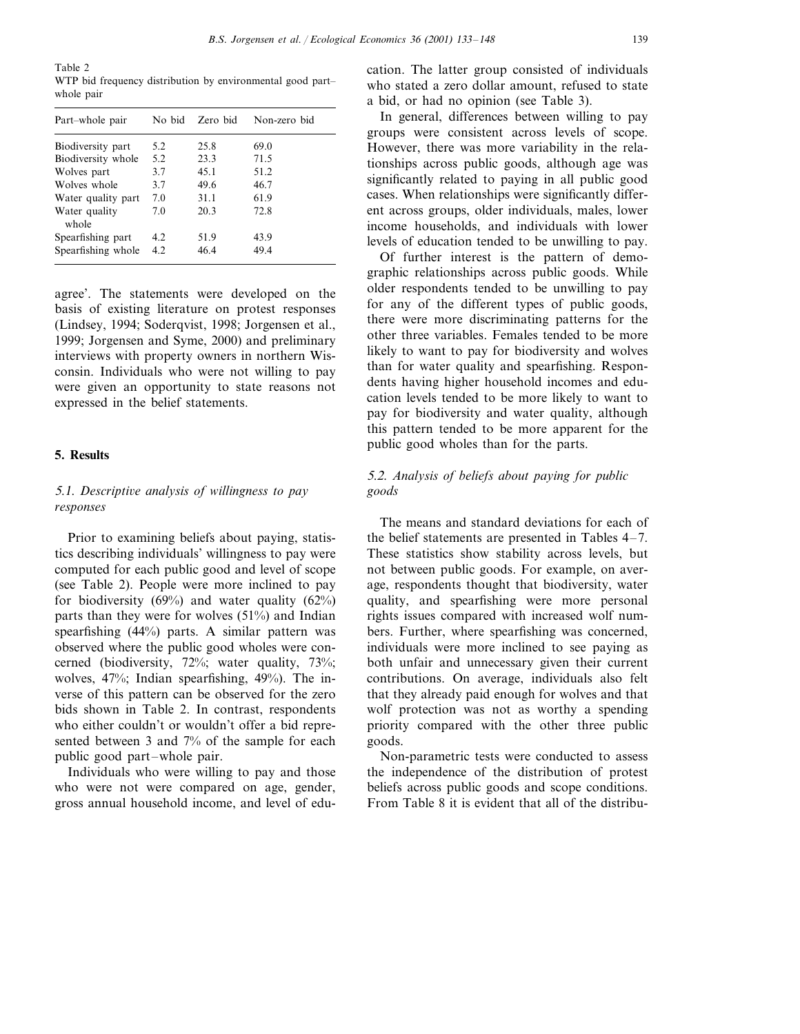Table 2
WTP bid frequency distribution by environmental good part–whole pair

| Part–whole pair | No bid | Zero bid | Non-zero bid |
|---|---|---|---|
| Biodiversity part | 5.2 | 25.8 | 69.0 |
| Biodiversity whole | 5.2 | 23.3 | 71.5 |
| Wolves part | 3.7 | 45.1 | 51.2 |
| Wolves whole | 3.7 | 49.6 | 46.7 |
| Water quality part | 7.0 | 31.1 | 61.9 |
| Water quality whole | 7.0 | 20.3 | 72.8 |
| Spearfishing part | 4.2 | 51.9 | 43.9 |
| Spearfishing whole | 4.2 | 46.4 | 49.4 |

agree'. The statements were developed on the basis of existing literature on protest responses (Lindsey, 1994; Soderqvist, 1998; Jorgensen et al., 1999; Jorgensen and Syme, 2000) and preliminary interviews with property owners in northern Wisconsin. Individuals who were not willing to pay were given an opportunity to state reasons not expressed in the belief statements.

## 5. Results

### 5.1. Descriptive analysis of willingness to pay responses

Prior to examining beliefs about paying, statistics describing individuals' willingness to pay were computed for each public good and level of scope (see Table 2). People were more inclined to pay for biodiversity (69%) and water quality (62%) parts than they were for wolves (51%) and Indian spearfishing (44%) parts. A similar pattern was observed where the public good wholes were concerned (biodiversity, 72%; water quality, 73%; wolves, 47%; Indian spearfishing, 49%). The inverse of this pattern can be observed for the zero bids shown in Table 2. In contrast, respondents who either couldn't or wouldn't offer a bid represented between 3 and 7% of the sample for each public good part–whole pair.

Individuals who were willing to pay and those who were not were compared on age, gender, gross annual household income, and level of education. The latter group consisted of individuals who stated a zero dollar amount, refused to state a bid, or had no opinion (see Table 3).

In general, differences between willing to pay groups were consistent across levels of scope. However, there was more variability in the relationships across public goods, although age was significantly related to paying in all public good cases. When relationships were significantly different across groups, older individuals, males, lower income households, and individuals with lower levels of education tended to be unwilling to pay.

Of further interest is the pattern of demographic relationships across public goods. While older respondents tended to be unwilling to pay for any of the different types of public goods, there were more discriminating patterns for the other three variables. Females tended to be more likely to want to pay for biodiversity and wolves than for water quality and spearfishing. Respondents having higher household incomes and education levels tended to be more likely to want to pay for biodiversity and water quality, although this pattern tended to be more apparent for the public good wholes than for the parts.

### 5.2. Analysis of beliefs about paying for public goods

The means and standard deviations for each of the belief statements are presented in Tables 4–7. These statistics show stability across levels, but not between public goods. For example, on average, respondents thought that biodiversity, water quality, and spearfishing were more personal rights issues compared with increased wolf numbers. Further, where spearfishing was concerned, individuals were more inclined to see paying as both unfair and unnecessary given their current contributions. On average, individuals also felt that they already paid enough for wolves and that wolf protection was not as worthy a spending priority compared with the other three public goods.

Non-parametric tests were conducted to assess the independence of the distribution of protest beliefs across public goods and scope conditions. From Table 8 it is evident that all of the distribu-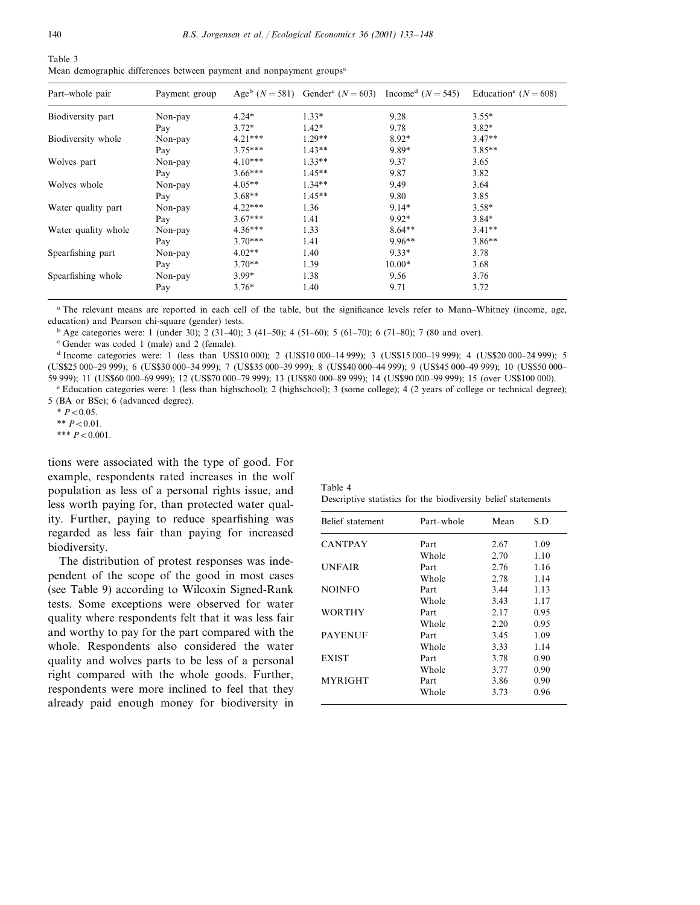Table 3
Mean demographic differences between payment and nonpayment groups[a]

| Part–whole pair | Payment group | Age[b] ($N=581$) | Gender[c] ($N=603$) | Income[d] ($N=545$) | Education[e] ($N=608$) |
|---|---|---|---|---|---|
| Biodiversity part | Non-pay | 4.24* | 1.33* | 9.28 | 3.55* |
| | Pay | 3.72* | 1.42* | 9.78 | 3.82* |
| Biodiversity whole | Non-pay | 4.21*** | 1.29** | 8.92* | 3.47** |
| | Pay | 3.75*** | 1.43** | 9.89* | 3.85** |
| Wolves part | Non-pay | 4.10*** | 1.33** | 9.37 | 3.65 |
| | Pay | 3.66*** | 1.45** | 9.87 | 3.82 |
| Wolves whole | Non-pay | 4.05** | 1.34** | 9.49 | 3.64 |
| | Pay | 3.68** | 1.45** | 9.80 | 3.85 |
| Water quality part | Non-pay | 4.22*** | 1.36 | 9.14* | 3.58* |
| | Pay | 3.67*** | 1.41 | 9.92* | 3.84* |
| Water quality whole | Non-pay | 4.36*** | 1.33 | 8.64** | 3.41** |
| | Pay | 3.70*** | 1.41 | 9.96** | 3.86** |
| Spearfishing part | Non-pay | 4.02** | 1.40 | 9.33* | 3.78 |
| | Pay | 3.70** | 1.39 | 10.00* | 3.68 |
| Spearfishing whole | Non-pay | 3.99* | 1.38 | 9.56 | 3.76 |
| | Pay | 3.76* | 1.40 | 9.71 | 3.72 |

[a] The relevant means are reported in each cell of the table, but the significance levels refer to Mann–Whitney (income, age, education) and Pearson chi-square (gender) tests.

[b] Age categories were: 1 (under 30); 2 (31–40); 3 (41–50); 4 (51–60); 5 (61–70); 6 (71–80); 7 (80 and over).

[c] Gender was coded 1 (male) and 2 (female).

[d] Income categories were: 1 (less than US$10 000); 2 (US$10 000–14 999); 3 (US$15 000–19 999); 4 (US$20 000–24 999); 5 (US$25 000–29 999); 6 (US$30 000–34 999); 7 (US$35 000–39 999); 8 (US$40 000–44 999); 9 (US$45 000–49 999); 10 (US$50 000–59 999); 11 (US$60 000–69 999); 12 (US$70 000–79 999); 13 (US$80 000–89 999); 14 (US$90 000–99 999); 15 (over US$100 000).

[e] Education categories were: 1 (less than highschool); 2 (highschool); 3 (some college); 4 (2 years of college or technical degree); 5 (BA or BSc); 6 (advanced degree).

* $P<0.05$.

** $P<0.01$.

*** $P<0.001$.

tions were associated with the type of good. For example, respondents rated increases in the wolf population as less of a personal rights issue, and less worth paying for, than protected water quality. Further, paying to reduce spearfishing was regarded as less fair than paying for increased biodiversity.

The distribution of protest responses was independent of the scope of the good in most cases (see Table 9) according to Wilcoxin Signed-Rank tests. Some exceptions were observed for water quality where respondents felt that it was less fair and worthy to pay for the part compared with the whole. Respondents also considered the water quality and wolves parts to be less of a personal right compared with the whole goods. Further, respondents were more inclined to feel that they already paid enough money for biodiversity in

Table 4
Descriptive statistics for the biodiversity belief statements

| Belief statement | Part–whole | Mean | S.D. |
|---|---|---|---|
| CANTPAY | Part | 2.67 | 1.09 |
| | Whole | 2.70 | 1.10 |
| UNFAIR | Part | 2.76 | 1.16 |
| | Whole | 2.78 | 1.14 |
| NOINFO | Part | 3.44 | 1.13 |
| | Whole | 3.43 | 1.17 |
| WORTHY | Part | 2.17 | 0.95 |
| | Whole | 2.20 | 0.95 |
| PAYENUF | Part | 3.45 | 1.09 |
| | Whole | 3.33 | 1.14 |
| EXIST | Part | 3.78 | 0.90 |
| | Whole | 3.77 | 0.90 |
| MYRIGHT | Part | 3.86 | 0.90 |
| | Whole | 3.73 | 0.96 |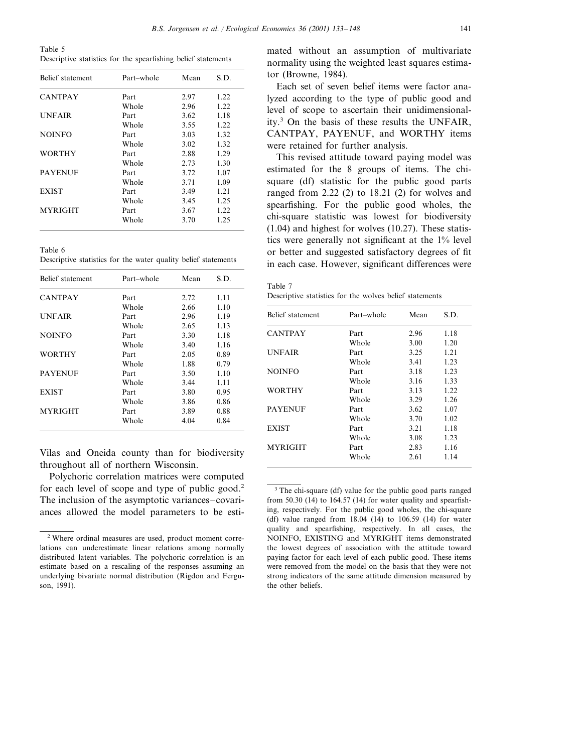Table 5
Descriptive statistics for the spearfishing belief statements

| Belief statement | Part–whole | Mean | S.D. |
|---|---|---|---|
| CANTPAY | Part | 2.97 | 1.22 |
| | Whole | 2.96 | 1.22 |
| UNFAIR | Part | 3.62 | 1.18 |
| | Whole | 3.55 | 1.22 |
| NOINFO | Part | 3.03 | 1.32 |
| | Whole | 3.02 | 1.32 |
| WORTHY | Part | 2.88 | 1.29 |
| | Whole | 2.73 | 1.30 |
| PAYENUF | Part | 3.72 | 1.07 |
| | Whole | 3.71 | 1.09 |
| EXIST | Part | 3.49 | 1.21 |
| | Whole | 3.45 | 1.25 |
| MYRIGHT | Part | 3.67 | 1.22 |
| | Whole | 3.70 | 1.25 |

Table 6
Descriptive statistics for the water quality belief statements

| Belief statement | Part–whole | Mean | S.D. |
|---|---|---|---|
| CANTPAY | Part | 2.72 | 1.11 |
| | Whole | 2.66 | 1.10 |
| UNFAIR | Part | 2.96 | 1.19 |
| | Whole | 2.65 | 1.13 |
| NOINFO | Part | 3.30 | 1.18 |
| | Whole | 3.40 | 1.16 |
| WORTHY | Part | 2.05 | 0.89 |
| | Whole | 1.88 | 0.79 |
| PAYENUF | Part | 3.50 | 1.10 |
| | Whole | 3.44 | 1.11 |
| EXIST | Part | 3.80 | 0.95 |
| | Whole | 3.86 | 0.86 |
| MYRIGHT | Part | 3.89 | 0.88 |
| | Whole | 4.04 | 0.84 |

Vilas and Oneida county than for biodiversity throughout all of northern Wisconsin.

Polychoric correlation matrices were computed for each level of scope and type of public good.[2] The inclusion of the asymptotic variances–covariances allowed the model parameters to be estimated without an assumption of multivariate normality using the weighted least squares estimator (Browne, 1984).

Each set of seven belief items were factor analyzed according to the type of public good and level of scope to ascertain their unidimensionality.[3] On the basis of these results the UNFAIR, CANTPAY, PAYENUF, and WORTHY items were retained for further analysis.

This revised attitude toward paying model was estimated for the 8 groups of items. The chi-square (df) statistic for the public good parts ranged from 2.22 (2) to 18.21 (2) for wolves and spearfishing. For the public good wholes, the chi-square statistic was lowest for biodiversity (1.04) and highest for wolves (10.27). These statistics were generally not significant at the 1% level or better and suggested satisfactory degrees of fit in each case. However, significant differences were

Table 7
Descriptive statistics for the wolves belief statements

| Belief statement | Part–whole | Mean | S.D. |
|---|---|---|---|
| CANTPAY | Part | 2.96 | 1.18 |
| | Whole | 3.00 | 1.20 |
| UNFAIR | Part | 3.25 | 1.21 |
| | Whole | 3.41 | 1.23 |
| NOINFO | Part | 3.18 | 1.23 |
| | Whole | 3.16 | 1.33 |
| WORTHY | Part | 3.13 | 1.22 |
| | Whole | 3.29 | 1.26 |
| PAYENUF | Part | 3.62 | 1.07 |
| | Whole | 3.70 | 1.02 |
| EXIST | Part | 3.21 | 1.18 |
| | Whole | 3.08 | 1.23 |
| MYRIGHT | Part | 2.83 | 1.16 |
| | Whole | 2.61 | 1.14 |

[2] Where ordinal measures are used, product moment correlations can underestimate linear relations among normally distributed latent variables. The polychoric correlation is an estimate based on a rescaling of the responses assuming an underlying bivariate normal distribution (Rigdon and Ferguson, 1991).

[3] The chi-square (df) value for the public good parts ranged from 50.30 (14) to 164.57 (14) for water quality and spearfishing, respectively. For the public good wholes, the chi-square (df) value ranged from 18.04 (14) to 106.59 (14) for water quality and spearfishing, respectively. In all cases, the NOINFO, EXISTING and MYRIGHT items demonstrated the lowest degrees of association with the attitude toward paying factor for each level of each public good. These items were removed from the model on the basis that they were not strong indicators of the same attitude dimension measured by the other beliefs.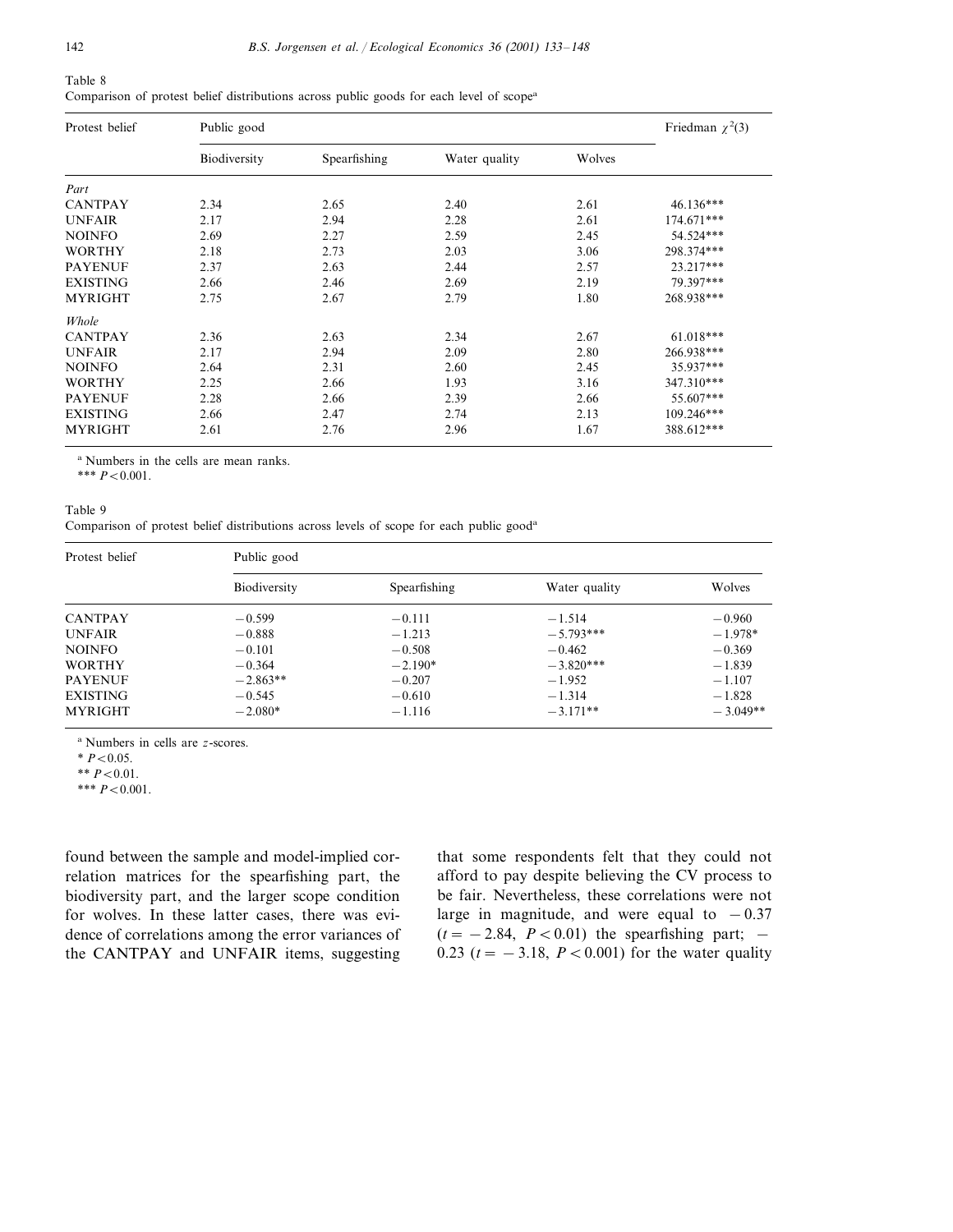Table 8
Comparison of protest belief distributions across public goods for each level of scope[a]

| Protest belief | Public good | | | | Friedman $\chi^2(3)$ |
|---|---|---|---|---|---|
| | Biodiversity | Spearfishing | Water quality | Wolves | |
| *Part* | | | | | |
| CANTPAY | 2.34 | 2.65 | 2.40 | 2.61 | 46.136*** |
| UNFAIR | 2.17 | 2.94 | 2.28 | 2.61 | 174.671*** |
| NOINFO | 2.69 | 2.27 | 2.59 | 2.45 | 54.524*** |
| WORTHY | 2.18 | 2.73 | 2.03 | 3.06 | 298.374*** |
| PAYENUF | 2.37 | 2.63 | 2.44 | 2.57 | 23.217*** |
| EXISTING | 2.66 | 2.46 | 2.69 | 2.19 | 79.397*** |
| MYRIGHT | 2.75 | 2.67 | 2.79 | 1.80 | 268.938*** |
| *Whole* | | | | | |
| CANTPAY | 2.36 | 2.63 | 2.34 | 2.67 | 61.018*** |
| UNFAIR | 2.17 | 2.94 | 2.09 | 2.80 | 266.938*** |
| NOINFO | 2.64 | 2.31 | 2.60 | 2.45 | 35.937*** |
| WORTHY | 2.25 | 2.66 | 1.93 | 3.16 | 347.310*** |
| PAYENUF | 2.28 | 2.66 | 2.39 | 2.66 | 55.607*** |
| EXISTING | 2.66 | 2.47 | 2.74 | 2.13 | 109.246*** |
| MYRIGHT | 2.61 | 2.76 | 2.96 | 1.67 | 388.612*** |

[a] Numbers in the cells are mean ranks.
*** $P<0.001$.

Table 9
Comparison of protest belief distributions across levels of scope for each public good[a]

| Protest belief | Public good | | | |
|---|---|---|---|---|
| | Biodiversity | Spearfishing | Water quality | Wolves |
| CANTPAY | −0.599 | −0.111 | −1.514 | −0.960 |
| UNFAIR | −0.888 | −1.213 | −5.793*** | −1.978* |
| NOINFO | −0.101 | −0.508 | −0.462 | −0.369 |
| WORTHY | −0.364 | −2.190* | −3.820*** | −1.839 |
| PAYENUF | −2.863** | −0.207 | −1.952 | −1.107 |
| EXISTING | −0.545 | −0.610 | −1.314 | −1.828 |
| MYRIGHT | −2.080* | −1.116 | −3.171** | −3.049** |

[a] Numbers in cells are $z$-scores.
* $P<0.05$.
** $P<0.01$.
*** $P<0.001$.

found between the sample and model-implied correlation matrices for the spearfishing part, the biodiversity part, and the larger scope condition for wolves. In these latter cases, there was evidence of correlations among the error variances of the CANTPAY and UNFAIR items, suggesting that some respondents felt that they could not afford to pay despite believing the CV process to be fair. Nevertheless, these correlations were not large in magnitude, and were equal to $-0.37$ ($t=-2.84$, $P<0.01$) the spearfishing part; $-0.23$ ($t=-3.18$, $P<0.001$) for the water quality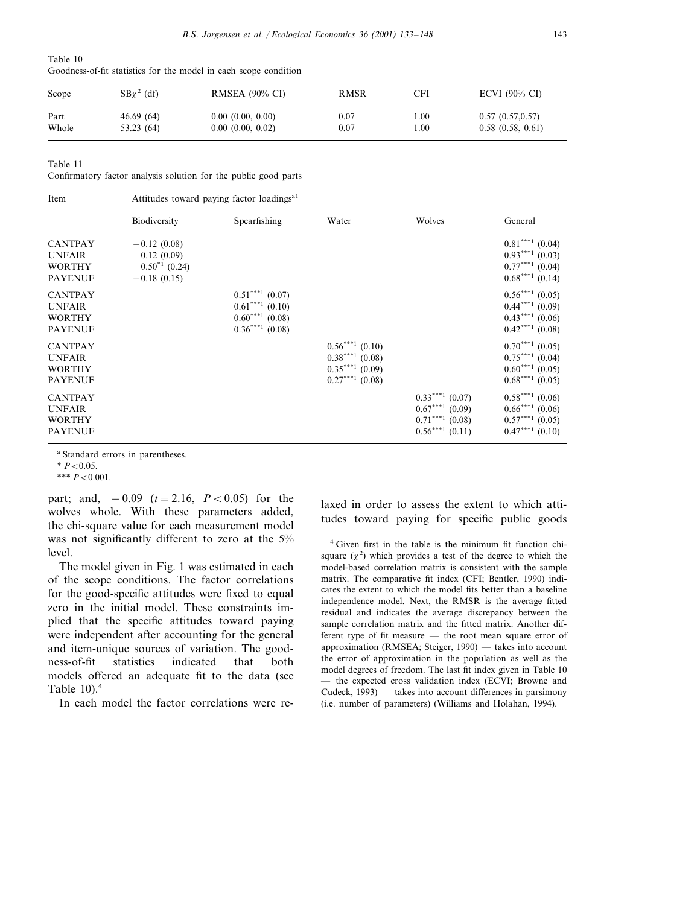Table 10
Goodness-of-fit statistics for the model in each scope condition

| Scope | $SB\chi^2$ (df) | RMSEA (90% CI) | RMSR | CFI | ECVI (90% CI) |
|---|---|---|---|---|---|
| Part | 46.69 (64) | 0.00 (0.00, 0.00) | 0.07 | 1.00 | 0.57 (0.57,0.57) |
| Whole | 53.23 (64) | 0.00 (0.00, 0.02) | 0.07 | 1.00 | 0.58 (0.58, 0.61) |

Table 11
Confirmatory factor analysis solution for the public good parts

| Item | Attitudes toward paying factor loadings[a1] | | | | |
|---|---|---|---|---|---|
| | Biodiversity | Spearfishing | Water | Wolves | General |
| CANTPAY | −0.12 (0.08) | | | | 0.81***1 (0.04) |
| UNFAIR | 0.12 (0.09) | | | | 0.93***1 (0.03) |
| WORTHY | 0.50*1 (0.24) | | | | 0.77***1 (0.04) |
| PAYENUF | −0.18 (0.15) | | | | 0.68***1 (0.14) |
| CANTPAY | | 0.51***1 (0.07) | | | 0.56***1 (0.05) |
| UNFAIR | | 0.61***1 (0.10) | | | 0.44***1 (0.09) |
| WORTHY | | 0.60***1 (0.08) | | | 0.43***1 (0.06) |
| PAYENUF | | 0.36***1 (0.08) | | | 0.42***1 (0.08) |
| CANTPAY | | | 0.56***1 (0.10) | | 0.70***1 (0.05) |
| UNFAIR | | | 0.38***1 (0.08) | | 0.75***1 (0.04) |
| WORTHY | | | 0.35***1 (0.09) | | 0.60***1 (0.05) |
| PAYENUF | | | 0.27***1 (0.08) | | 0.68***1 (0.05) |
| CANTPAY | | | | 0.33***1 (0.07) | 0.58***1 (0.06) |
| UNFAIR | | | | 0.67***1 (0.09) | 0.66***1 (0.06) |
| WORTHY | | | | 0.71***1 (0.08) | 0.57***1 (0.05) |
| PAYENUF | | | | 0.56***1 (0.11) | 0.47***1 (0.10) |

[a] Standard errors in parentheses.

* $P<0.05$.

*** $P<0.001$.

part; and, −0.09 ($t=2.16$, $P<0.05$) for the wolves whole. With these parameters added, the chi-square value for each measurement model was not significantly different to zero at the 5% level.

The model given in Fig. 1 was estimated in each of the scope conditions. The factor correlations for the good-specific attitudes were fixed to equal zero in the initial model. These constraints implied that the specific attitudes toward paying were independent after accounting for the general and item-unique sources of variation. The goodness-of-fit statistics indicated that both models offered an adequate fit to the data (see Table 10).[4]

In each model the factor correlations were relaxed in order to assess the extent to which attitudes toward paying for specific public goods

[4] Given first in the table is the minimum fit function chi-square ($\chi^2$) which provides a test of the degree to which the model-based correlation matrix is consistent with the sample matrix. The comparative fit index (CFI; Bentler, 1990) indicates the extent to which the model fits better than a baseline independence model. Next, the RMSR is the average fitted residual and indicates the average discrepancy between the sample correlation matrix and the fitted matrix. Another different type of fit measure — the root mean square error of approximation (RMSEA; Steiger, 1990) — takes into account the error of approximation in the population as well as the model degrees of freedom. The last fit index given in Table 10 — the expected cross validation index (ECVI; Browne and Cudeck, 1993) — takes into account differences in parsimony (i.e. number of parameters) (Williams and Holahan, 1994).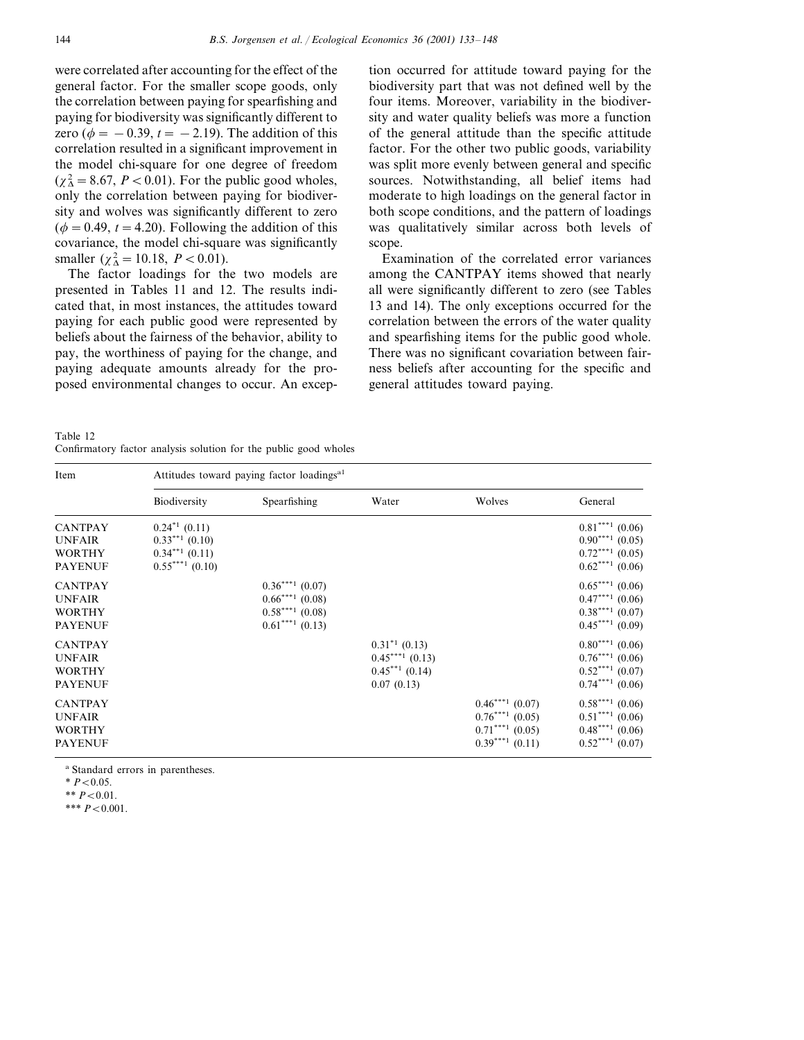were correlated after accounting for the effect of the general factor. For the smaller scope goods, only the correlation between paying for spearfishing and paying for biodiversity was significantly different to zero ($\phi = -0.39$, $t = -2.19$). The addition of this correlation resulted in a significant improvement in the model chi-square for one degree of freedom ($\chi^2_\Delta = 8.67$, $P < 0.01$). For the public good wholes, only the correlation between paying for biodiversity and wolves was significantly different to zero ($\phi = 0.49$, $t = 4.20$). Following the addition of this covariance, the model chi-square was significantly smaller ($\chi^2_\Delta = 10.18$, $P < 0.01$).

The factor loadings for the two models are presented in Tables 11 and 12. The results indicated that, in most instances, the attitudes toward paying for each public good were represented by beliefs about the fairness of the behavior, ability to pay, the worthiness of paying for the change, and paying adequate amounts already for the proposed environmental changes to occur. An exception occurred for attitude toward paying for the biodiversity part that was not defined well by the four items. Moreover, variability in the biodiversity and water quality beliefs was more a function of the general attitude than the specific attitude factor. For the other two public goods, variability was split more evenly between general and specific sources. Notwithstanding, all belief items had moderate to high loadings on the general factor in both scope conditions, and the pattern of loadings was qualitatively similar across both levels of scope.

Examination of the correlated error variances among the CANTPAY items showed that nearly all were significantly different to zero (see Tables 13 and 14). The only exceptions occurred for the correlation between the errors of the water quality and spearfishing items for the public good whole. There was no significant covariation between fairness beliefs after accounting for the specific and general attitudes toward paying.

Table 12
Confirmatory factor analysis solution for the public good wholes

| Item | Attitudes toward paying factor loadings[a1] | | | | |
|---|---|---|---|---|---|
| | Biodiversity | Spearfishing | Water | Wolves | General |
| CANTPAY | 0.24*[1] (0.11) | | | | 0.81***[1] (0.06) |
| UNFAIR | 0.33**[1] (0.10) | | | | 0.90***[1] (0.05) |
| WORTHY | 0.34**[1] (0.11) | | | | 0.72***[1] (0.05) |
| PAYENUF | 0.55***[1] (0.10) | | | | 0.62***[1] (0.06) |
| CANTPAY | | 0.36***[1] (0.07) | | | 0.65***[1] (0.06) |
| UNFAIR | | 0.66***[1] (0.08) | | | 0.47***[1] (0.06) |
| WORTHY | | 0.58***[1] (0.08) | | | 0.38***[1] (0.07) |
| PAYENUF | | 0.61***[1] (0.13) | | | 0.45***[1] (0.09) |
| CANTPAY | | | 0.31*[1] (0.13) | | 0.80***[1] (0.06) |
| UNFAIR | | | 0.45***[1] (0.13) | | 0.76***[1] (0.06) |
| WORTHY | | | 0.45**[1] (0.14) | | 0.52***[1] (0.07) |
| PAYENUF | | | 0.07 (0.13) | | 0.74***[1] (0.06) |
| CANTPAY | | | | 0.46***[1] (0.07) | 0.58***[1] (0.06) |
| UNFAIR | | | | 0.76***[1] (0.05) | 0.51***[1] (0.06) |
| WORTHY | | | | 0.71***[1] (0.05) | 0.48***[1] (0.06) |
| PAYENUF | | | | 0.39***[1] (0.11) | 0.52***[1] (0.07) |

[a] Standard errors in parentheses.

* $P<0.05$.

** $P<0.01$.

*** $P<0.001$.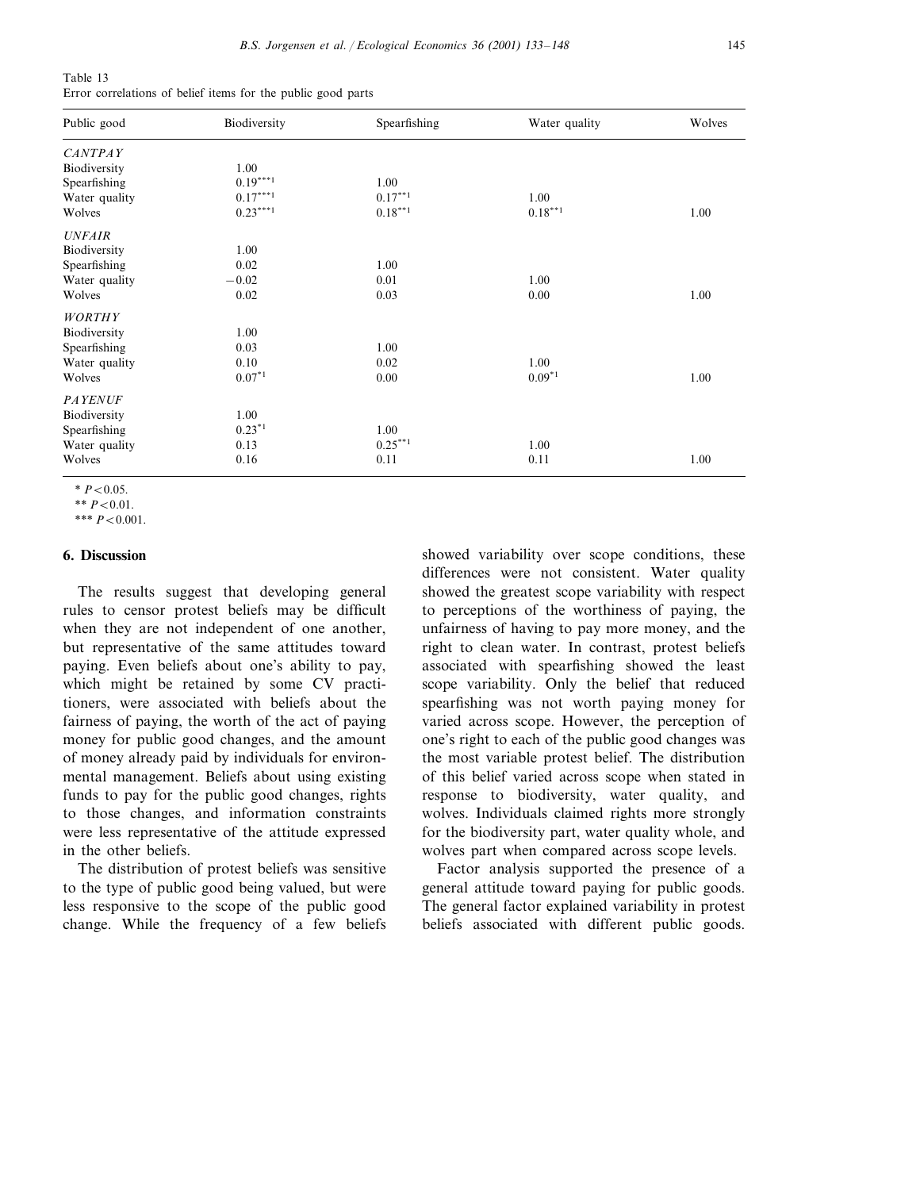Table 13
Error correlations of belief items for the public good parts

| Public good | Biodiversity | Spearfishing | Water quality | Wolves |
|---|---|---|---|---|
| *CANTPAY* | | | | |
| Biodiversity | 1.00 | | | |
| Spearfishing | 0.19***1 | 1.00 | | |
| Water quality | 0.17***1 | 0.17**1 | 1.00 | |
| Wolves | 0.23***1 | 0.18**1 | 0.18**1 | 1.00 |
| *UNFAIR* | | | | |
| Biodiversity | 1.00 | | | |
| Spearfishing | 0.02 | 1.00 | | |
| Water quality | −0.02 | 0.01 | 1.00 | |
| Wolves | 0.02 | 0.03 | 0.00 | 1.00 |
| *WORTHY* | | | | |
| Biodiversity | 1.00 | | | |
| Spearfishing | 0.03 | 1.00 | | |
| Water quality | 0.10 | 0.02 | 1.00 | |
| Wolves | 0.07*1 | 0.00 | 0.09*1 | 1.00 |
| *PAYENUF* | | | | |
| Biodiversity | 1.00 | | | |
| Spearfishing | 0.23*1 | 1.00 | | |
| Water quality | 0.13 | 0.25**1 | 1.00 | |
| Wolves | 0.16 | 0.11 | 0.11 | 1.00 |

* $P<0.05$.

** $P<0.01$.

*** $P<0.001$.

## 6. Discussion

The results suggest that developing general rules to censor protest beliefs may be difficult when they are not independent of one another, but representative of the same attitudes toward paying. Even beliefs about one's ability to pay, which might be retained by some CV practitioners, were associated with beliefs about the fairness of paying, the worth of the act of paying money for public good changes, and the amount of money already paid by individuals for environmental management. Beliefs about using existing funds to pay for the public good changes, rights to those changes, and information constraints were less representative of the attitude expressed in the other beliefs.

The distribution of protest beliefs was sensitive to the type of public good being valued, but were less responsive to the scope of the public good change. While the frequency of a few beliefs showed variability over scope conditions, these differences were not consistent. Water quality showed the greatest scope variability with respect to perceptions of the worthiness of paying, the unfairness of having to pay more money, and the right to clean water. In contrast, protest beliefs associated with spearfishing showed the least scope variability. Only the belief that reduced spearfishing was not worth paying money for varied across scope. However, the perception of one's right to each of the public good changes was the most variable protest belief. The distribution of this belief varied across scope when stated in response to biodiversity, water quality, and wolves. Individuals claimed rights more strongly for the biodiversity part, water quality whole, and wolves part when compared across scope levels.

Factor analysis supported the presence of a general attitude toward paying for public goods. The general factor explained variability in protest beliefs associated with different public goods.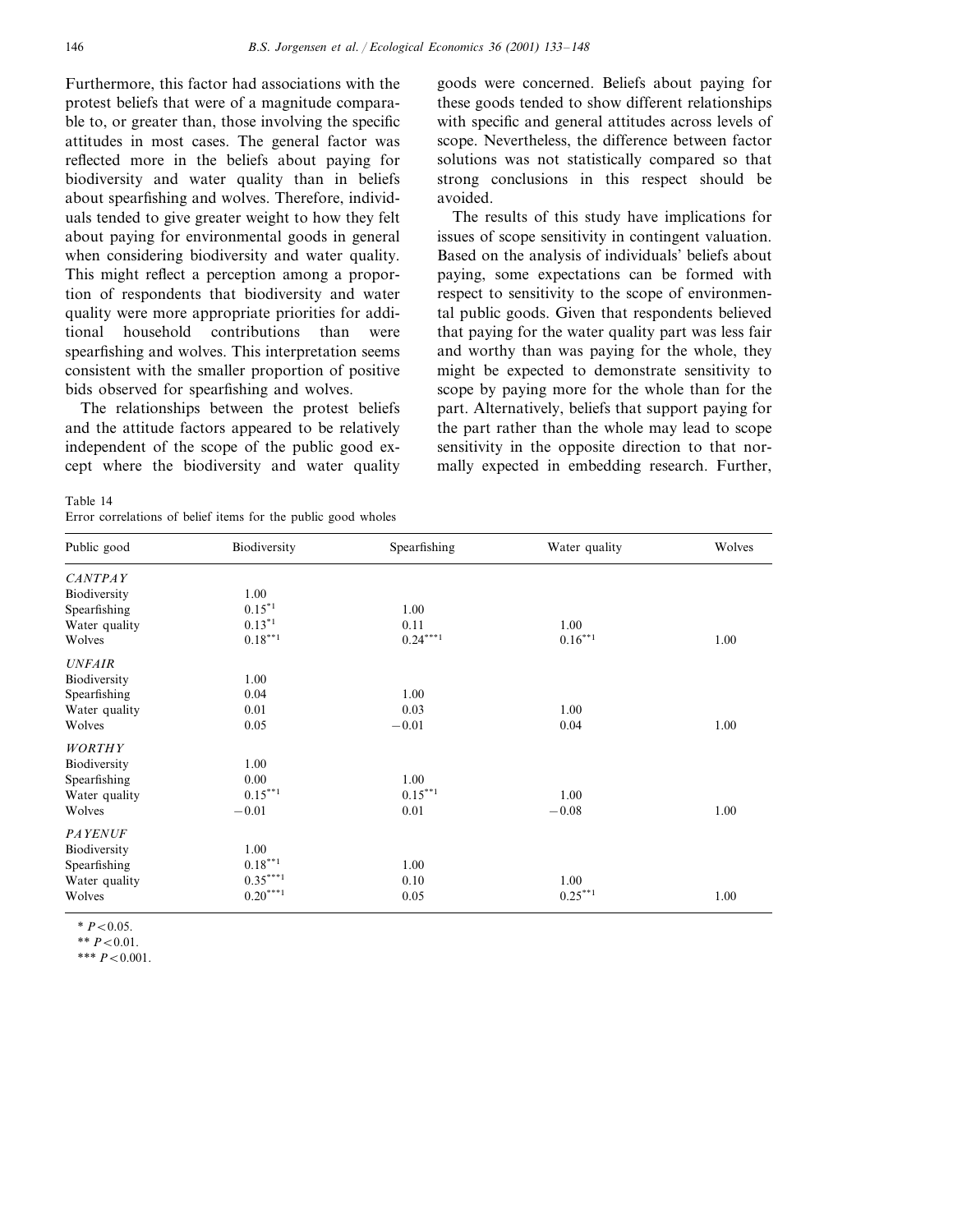Furthermore, this factor had associations with the protest beliefs that were of a magnitude comparable to, or greater than, those involving the specific attitudes in most cases. The general factor was reflected more in the beliefs about paying for biodiversity and water quality than in beliefs about spearfishing and wolves. Therefore, individuals tended to give greater weight to how they felt about paying for environmental goods in general when considering biodiversity and water quality. This might reflect a perception among a proportion of respondents that biodiversity and water quality were more appropriate priorities for additional household contributions than were spearfishing and wolves. This interpretation seems consistent with the smaller proportion of positive bids observed for spearfishing and wolves.

The relationships between the protest beliefs and the attitude factors appeared to be relatively independent of the scope of the public good except where the biodiversity and water quality goods were concerned. Beliefs about paying for these goods tended to show different relationships with specific and general attitudes across levels of scope. Nevertheless, the difference between factor solutions was not statistically compared so that strong conclusions in this respect should be avoided.

The results of this study have implications for issues of scope sensitivity in contingent valuation. Based on the analysis of individuals' beliefs about paying, some expectations can be formed with respect to sensitivity to the scope of environmental public goods. Given that respondents believed that paying for the water quality part was less fair and worthy than was paying for the whole, they might be expected to demonstrate sensitivity to scope by paying more for the whole than for the part. Alternatively, beliefs that support paying for the part rather than the whole may lead to scope sensitivity in the opposite direction to that normally expected in embedding research. Further,

Table 14
Error correlations of belief items for the public good wholes

| Public good | Biodiversity | Spearfishing | Water quality | Wolves |
|---|---|---|---|---|
| *CANTPAY* | | | | |
| Biodiversity | 1.00 | | | |
| Spearfishing | 0.15*[1] | 1.00 | | |
| Water quality | 0.13*[1] | 0.11 | 1.00 | |
| Wolves | 0.18**[1] | 0.24***[1] | 0.16**[1] | 1.00 |
| *UNFAIR* | | | | |
| Biodiversity | 1.00 | | | |
| Spearfishing | 0.04 | 1.00 | | |
| Water quality | 0.01 | 0.03 | 1.00 | |
| Wolves | 0.05 | −0.01 | 0.04 | 1.00 |
| *WORTHY* | | | | |
| Biodiversity | 1.00 | | | |
| Spearfishing | 0.00 | 1.00 | | |
| Water quality | 0.15**[1] | 0.15**[1] | 1.00 | |
| Wolves | −0.01 | 0.01 | −0.08 | 1.00 |
| *PAYENUF* | | | | |
| Biodiversity | 1.00 | | | |
| Spearfishing | 0.18**[1] | 1.00 | | |
| Water quality | 0.35***[1] | 0.10 | 1.00 | |
| Wolves | 0.20***[1] | 0.05 | 0.25**[1] | 1.00 |

* $P<0.05$.

** $P<0.01$.

*** $P<0.001$.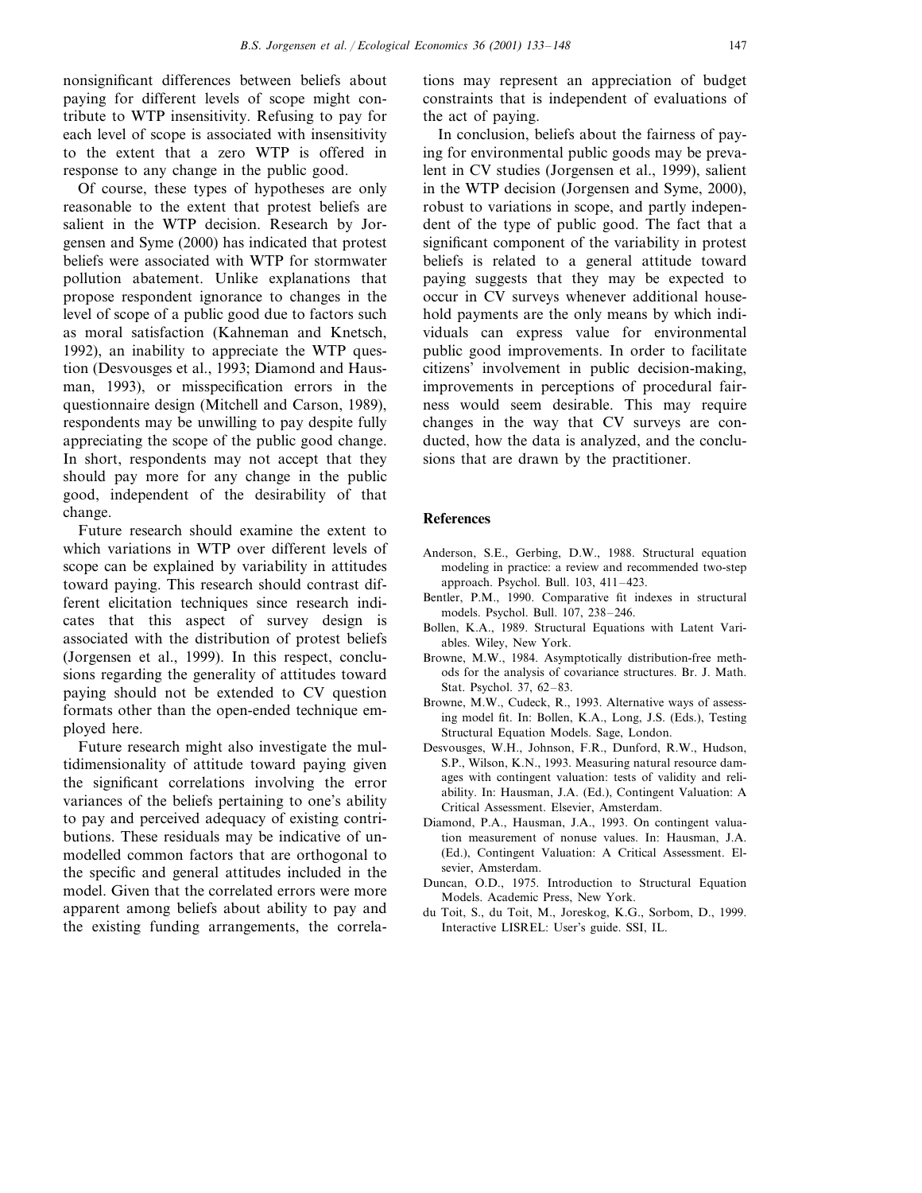nonsignificant differences between beliefs about paying for different levels of scope might contribute to WTP insensitivity. Refusing to pay for each level of scope is associated with insensitivity to the extent that a zero WTP is offered in response to any change in the public good.

Of course, these types of hypotheses are only reasonable to the extent that protest beliefs are salient in the WTP decision. Research by Jorgensen and Syme (2000) has indicated that protest beliefs were associated with WTP for stormwater pollution abatement. Unlike explanations that propose respondent ignorance to changes in the level of scope of a public good due to factors such as moral satisfaction (Kahneman and Knetsch, 1992), an inability to appreciate the WTP question (Desvousges et al., 1993; Diamond and Hausman, 1993), or misspecification errors in the questionnaire design (Mitchell and Carson, 1989), respondents may be unwilling to pay despite fully appreciating the scope of the public good change. In short, respondents may not accept that they should pay more for any change in the public good, independent of the desirability of that change.

Future research should examine the extent to which variations in WTP over different levels of scope can be explained by variability in attitudes toward paying. This research should contrast different elicitation techniques since research indicates that this aspect of survey design is associated with the distribution of protest beliefs (Jorgensen et al., 1999). In this respect, conclusions regarding the generality of attitudes toward paying should not be extended to CV question formats other than the open-ended technique employed here.

Future research might also investigate the multidimensionality of attitude toward paying given the significant correlations involving the error variances of the beliefs pertaining to one's ability to pay and perceived adequacy of existing contributions. These residuals may be indicative of unmodelled common factors that are orthogonal to the specific and general attitudes included in the model. Given that the correlated errors were more apparent among beliefs about ability to pay and the existing funding arrangements, the correlations may represent an appreciation of budget constraints that is independent of evaluations of the act of paying.

In conclusion, beliefs about the fairness of paying for environmental public goods may be prevalent in CV studies (Jorgensen et al., 1999), salient in the WTP decision (Jorgensen and Syme, 2000), robust to variations in scope, and partly independent of the type of public good. The fact that a significant component of the variability in protest beliefs is related to a general attitude toward paying suggests that they may be expected to occur in CV surveys whenever additional household payments are the only means by which individuals can express value for environmental public good improvements. In order to facilitate citizens' involvement in public decision-making, improvements in perceptions of procedural fairness would seem desirable. This may require changes in the way that CV surveys are conducted, how the data is analyzed, and the conclusions that are drawn by the practitioner.

## References

Anderson, S.E., Gerbing, D.W., 1988. Structural equation modeling in practice: a review and recommended two-step approach. Psychol. Bull. 103, 411–423.

Bentler, P.M., 1990. Comparative fit indexes in structural models. Psychol. Bull. 107, 238–246.

Bollen, K.A., 1989. Structural Equations with Latent Variables. Wiley, New York.

Browne, M.W., 1984. Asymptotically distribution-free methods for the analysis of covariance structures. Br. J. Math. Stat. Psychol. 37, 62–83.

Browne, M.W., Cudeck, R., 1993. Alternative ways of assessing model fit. In: Bollen, K.A., Long, J.S. (Eds.), Testing Structural Equation Models. Sage, London.

Desvousges, W.H., Johnson, F.R., Dunford, R.W., Hudson, S.P., Wilson, K.N., 1993. Measuring natural resource damages with contingent valuation: tests of validity and reliability. In: Hausman, J.A. (Ed.), Contingent Valuation: A Critical Assessment. Elsevier, Amsterdam.

Diamond, P.A., Hausman, J.A., 1993. On contingent valuation measurement of nonuse values. In: Hausman, J.A. (Ed.), Contingent Valuation: A Critical Assessment. Elsevier, Amsterdam.

Duncan, O.D., 1975. Introduction to Structural Equation Models. Academic Press, New York.

du Toit, S., du Toit, M., Joreskog, K.G., Sorbom, D., 1999. Interactive LISREL: User's guide. SSI, IL.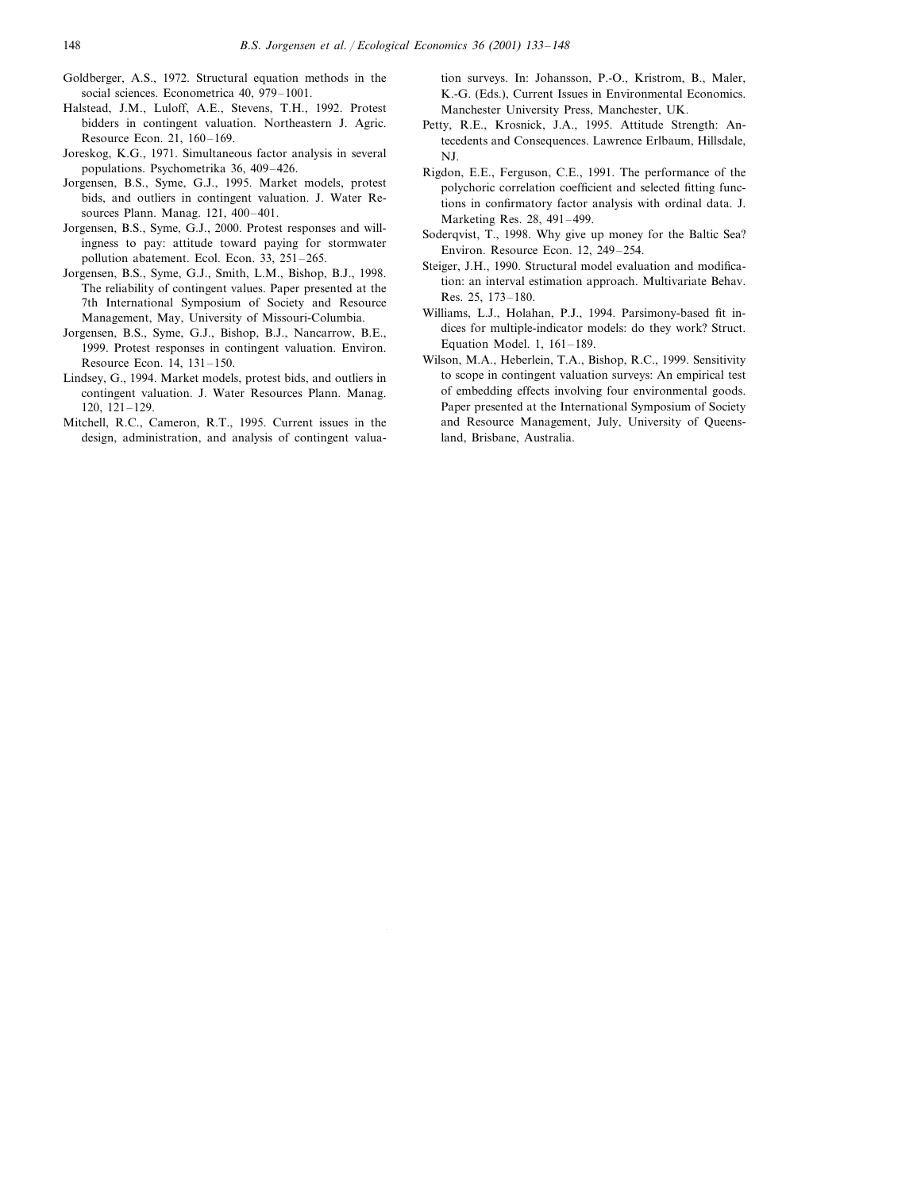Goldberger, A.S., 1972. Structural equation methods in the social sciences. Econometrica 40, 979–1001.

Halstead, J.M., Luloff, A.E., Stevens, T.H., 1992. Protest bidders in contingent valuation. Northeastern J. Agric. Resource Econ. 21, 160–169.

Joreskog, K.G., 1971. Simultaneous factor analysis in several populations. Psychometrika 36, 409–426.

Jorgensen, B.S., Syme, G.J., 1995. Market models, protest bids, and outliers in contingent valuation. J. Water Resources Plann. Manag. 121, 400–401.

Jorgensen, B.S., Syme, G.J., 2000. Protest responses and willingness to pay: attitude toward paying for stormwater pollution abatement. Ecol. Econ. 33, 251–265.

Jorgensen, B.S., Syme, G.J., Smith, L.M., Bishop, B.J., 1998. The reliability of contingent values. Paper presented at the 7th International Symposium of Society and Resource Management, May, University of Missouri-Columbia.

Jorgensen, B.S., Syme, G.J., Bishop, B.J., Nancarrow, B.E., 1999. Protest responses in contingent valuation. Environ. Resource Econ. 14, 131–150.

Lindsey, G., 1994. Market models, protest bids, and outliers in contingent valuation. J. Water Resources Plann. Manag. 120, 121–129.

Mitchell, R.C., Cameron, R.T., 1995. Current issues in the design, administration, and analysis of contingent valuation surveys. In: Johansson, P.-O., Kristrom, B., Maler, K.-G. (Eds.), Current Issues in Environmental Economics. Manchester University Press, Manchester, UK.

Petty, R.E., Krosnick, J.A., 1995. Attitude Strength: Antecedents and Consequences. Lawrence Erlbaum, Hillsdale, NJ.

Rigdon, E.E., Ferguson, C.E., 1991. The performance of the polychoric correlation coefficient and selected fitting functions in confirmatory factor analysis with ordinal data. J. Marketing Res. 28, 491–499.

Soderqvist, T., 1998. Why give up money for the Baltic Sea? Environ. Resource Econ. 12, 249–254.

Steiger, J.H., 1990. Structural model evaluation and modification: an interval estimation approach. Multivariate Behav. Res. 25, 173–180.

Williams, L.J., Holahan, P.J., 1994. Parsimony-based fit indices for multiple-indicator models: do they work? Struct. Equation Model. 1, 161–189.

Wilson, M.A., Heberlein, T.A., Bishop, R.C., 1999. Sensitivity to scope in contingent valuation surveys: An empirical test of embedding effects involving four environmental goods. Paper presented at the International Symposium of Society and Resource Management, July, University of Queensland, Brisbane, Australia.